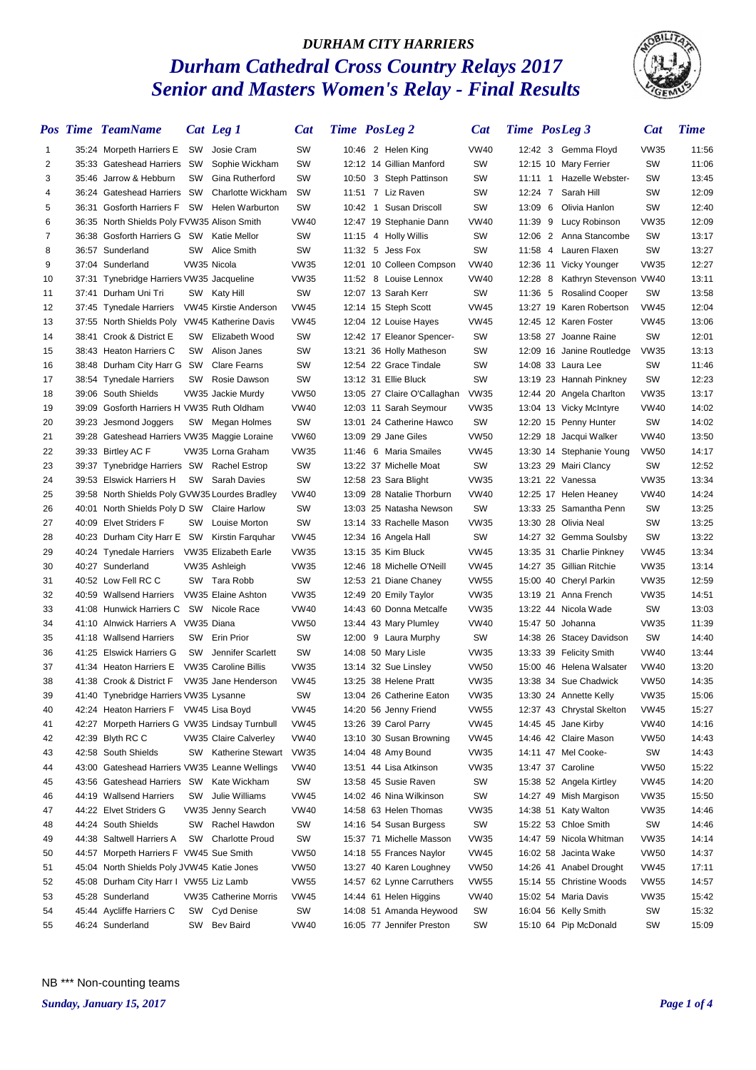*DURHAM CITY HARRIERS*

# *Durham Cathedral Cross Country Relays 2017*
# *Senior and Masters Women's Relay - Final Results*

| Pos | Time | TeamName | Cat | Leg 1 | Cat | Time | Pos | Leg 2 | Cat | Time | Pos | Leg 3 | Cat | Time |
|---|---|---|---|---|---|---|---|---|---|---|---|---|---|---|
| 1 | 35:24 | Morpeth Harriers E | SW | Josie Cram | SW | 10:46 | 2 | Helen King | VW40 | 12:42 | 3 | Gemma Floyd | VW35 | 11:56 |
| 2 | 35:33 | Gateshead Harriers | SW | Sophie Wickham | SW | 12:12 | 14 | Gillian Manford | SW | 12:15 | 10 | Mary Ferrier | SW | 11:06 |
| 3 | 35:46 | Jarrow & Hebburn | SW | Gina Rutherford | SW | 10:50 | 3 | Steph Pattinson | SW | 11:11 | 1 | Hazelle Webster- | SW | 13:45 |
| 4 | 36:24 | Gateshead Harriers | SW | Charlotte Wickham | SW | 11:51 | 7 | Liz Raven | SW | 12:24 | 7 | Sarah Hill | SW | 12:09 |
| 5 | 36:31 | Gosforth Harriers F | SW | Helen Warburton | SW | 10:42 | 1 | Susan Driscoll | SW | 13:09 | 6 | Olivia Hanlon | SW | 12:40 |
| 6 | 36:35 | North Shields Poly F | VW35 | Alison Smith | VW40 | 12:47 | 19 | Stephanie Dann | VW40 | 11:39 | 9 | Lucy Robinson | VW35 | 12:09 |
| 7 | 36:38 | Gosforth Harriers G | SW | Katie Mellor | SW | 11:15 | 4 | Holly Willis | SW | 12:06 | 2 | Anna Stancombe | SW | 13:17 |
| 8 | 36:57 | Sunderland | SW | Alice Smith | SW | 11:32 | 5 | Jess Fox | SW | 11:58 | 4 | Lauren Flaxen | SW | 13:27 |
| 9 | 37:04 | Sunderland | VW35 | Nicola | VW35 | 12:01 | 10 | Colleen Compson | VW40 | 12:36 | 11 | Vicky Younger | VW35 | 12:27 |
| 10 | 37:31 | Tynebridge Harriers | VW35 | Jacqueline | VW35 | 11:52 | 8 | Louise Lennox | VW40 | 12:28 | 8 | Kathryn Stevenson | VW40 | 13:11 |
| 11 | 37:41 | Durham Uni Tri | SW | Katy Hill | SW | 12:07 | 13 | Sarah Kerr | SW | 11:36 | 5 | Rosalind Cooper | SW | 13:58 |
| 12 | 37:45 | Tynedale Harriers | VW45 | Kirstie Anderson | VW45 | 12:14 | 15 | Steph Scott | VW45 | 13:27 | 19 | Karen Robertson | VW45 | 12:04 |
| 13 | 37:55 | North Shields Poly | VW45 | Katherine Davis | VW45 | 12:04 | 12 | Louise Hayes | VW45 | 12:45 | 12 | Karen Foster | VW45 | 13:06 |
| 14 | 38:41 | Crook & District E | SW | Elizabeth Wood | SW | 12:42 | 17 | Eleanor Spencer- | SW | 13:58 | 27 | Joanne Raine | SW | 12:01 |
| 15 | 38:43 | Heaton Harriers C | SW | Alison Janes | SW | 13:21 | 36 | Holly Matheson | SW | 12:09 | 16 | Janine Routledge | VW35 | 13:13 |
| 16 | 38:48 | Durham City Harr G | SW | Clare Fearns | SW | 12:54 | 22 | Grace Tindale | SW | 14:08 | 33 | Laura Lee | SW | 11:46 |
| 17 | 38:54 | Tynedale Harriers | SW | Rosie Dawson | SW | 13:12 | 31 | Ellie Bluck | SW | 13:19 | 23 | Hannah Pinkney | SW | 12:23 |
| 18 | 39:06 | South Shields | VW35 | Jackie Murdy | VW50 | 13:05 | 27 | Claire O'Callaghan | VW35 | 12:44 | 20 | Angela Charlton | VW35 | 13:17 |
| 19 | 39:09 | Gosforth Harriers H | VW35 | Ruth Oldham | VW40 | 12:03 | 11 | Sarah Seymour | VW35 | 13:04 | 13 | Vicky McIntyre | VW40 | 14:02 |
| 20 | 39:23 | Jesmond Joggers | SW | Megan Holmes | SW | 13:01 | 24 | Catherine Hawco | SW | 12:20 | 15 | Penny Hunter | SW | 14:02 |
| 21 | 39:28 | Gateshead Harriers | VW35 | Maggie Loraine | VW60 | 13:09 | 29 | Jane Giles | VW50 | 12:29 | 18 | Jacqui Walker | VW40 | 13:50 |
| 22 | 39:33 | Birtley AC F | VW35 | Lorna Graham | VW35 | 11:46 | 6 | Maria Smailes | VW45 | 13:30 | 14 | Stephanie Young | VW50 | 14:17 |
| 23 | 39:37 | Tynebridge Harriers | SW | Rachel Estrop | SW | 13:22 | 37 | Michelle Moat | SW | 13:23 | 29 | Mairi Clancy | SW | 12:52 |
| 24 | 39:53 | Elswick Harriers H | SW | Sarah Davies | SW | 12:58 | 23 | Sara Blight | VW35 | 13:21 | 22 | Vanessa | VW35 | 13:34 |
| 25 | 39:58 | North Shields Poly G | VW35 | Lourdes Bradley | VW40 | 13:09 | 28 | Natalie Thorburn | VW40 | 12:25 | 17 | Helen Heaney | VW40 | 14:24 |
| 26 | 40:01 | North Shields Poly D | SW | Claire Harlow | SW | 13:03 | 25 | Natasha Newson | SW | 13:33 | 25 | Samantha Penn | SW | 13:25 |
| 27 | 40:09 | Elvet Striders F | SW | Louise Morton | SW | 13:14 | 33 | Rachelle Mason | VW35 | 13:30 | 28 | Olivia Neal | SW | 13:25 |
| 28 | 40:23 | Durham City Harr E | SW | Kirstin Farquhar | VW45 | 12:34 | 16 | Angela Hall | SW | 14:27 | 32 | Gemma Soulsby | SW | 13:22 |
| 29 | 40:24 | Tynedale Harriers | VW35 | Elizabeth Earle | VW35 | 13:15 | 35 | Kim Bluck | VW45 | 13:35 | 31 | Charlie Pinkney | VW45 | 13:34 |
| 30 | 40:27 | Sunderland | VW35 | Ashleigh | VW35 | 12:46 | 18 | Michelle O'Neill | VW45 | 14:27 | 35 | Gillian Ritchie | VW35 | 13:14 |
| 31 | 40:52 | Low Fell RC C | SW | Tara Robb | SW | 12:53 | 21 | Diane Chaney | VW55 | 15:00 | 40 | Cheryl Parkin | VW35 | 12:59 |
| 32 | 40:59 | Wallsend Harriers | VW35 | Elaine Ashton | VW35 | 12:49 | 20 | Emily Taylor | VW35 | 13:19 | 21 | Anna French | VW35 | 14:51 |
| 33 | 41:08 | Hunwick Harriers C | SW | Nicole Race | VW40 | 14:43 | 60 | Donna Metcalfe | VW35 | 13:22 | 44 | Nicola Wade | SW | 13:03 |
| 34 | 41:10 | Alnwick Harriers A | VW35 | Diana | VW50 | 13:44 | 43 | Mary Plumley | VW40 | 15:47 | 50 | Johanna | VW35 | 11:39 |
| 35 | 41:18 | Wallsend Harriers | SW | Erin Prior | SW | 12:00 | 9 | Laura Murphy | SW | 14:38 | 26 | Stacey Davidson | SW | 14:40 |
| 36 | 41:25 | Elswick Harriers G | SW | Jennifer Scarlett | SW | 14:08 | 50 | Mary Lisle | VW35 | 13:33 | 39 | Felicity Smith | VW40 | 13:44 |
| 37 | 41:34 | Heaton Harriers E | VW35 | Caroline Billis | VW35 | 13:14 | 32 | Sue Linsley | VW50 | 15:00 | 46 | Helena Walsater | VW40 | 13:20 |
| 38 | 41:38 | Crook & District E | VW35 | Jane Henderson | VW45 | 13:25 | 38 | Helene Pratt | VW35 | 13:38 | 34 | Sue Chadwick | VW50 | 14:35 |
| 39 | 41:40 | Tynebridge Harriers | VW35 | Lysanne | SW | 13:04 | 26 | Catherine Eaton | VW35 | 13:30 | 24 | Annette Kelly | VW35 | 15:06 |
| 40 | 42:24 | Heaton Harriers F | VW45 | Lisa Boyd | VW45 | 14:20 | 56 | Jenny Friend | VW55 | 12:37 | 43 | Chrystal Skelton | VW45 | 15:27 |
| 41 | 42:27 | Morpeth Harriers G | VW35 | Lindsay Turnbull | VW45 | 13:26 | 39 | Carol Parry | VW45 | 14:45 | 45 | Jane Kirby | VW40 | 14:16 |
| 42 | 42:39 | Blyth RC C | VW35 | Claire Calverley | VW40 | 13:10 | 30 | Susan Browning | VW45 | 14:46 | 42 | Claire Mason | VW50 | 14:43 |
| 43 | 42:58 | South Shields | SW | Katherine Stewart | VW35 | 14:04 | 48 | Amy Bound | VW35 | 14:11 | 47 | Mel Cooke- | SW | 14:43 |
| 44 | 43:00 | Gateshead Harriers | VW35 | Leanne Wellings | VW40 | 13:51 | 44 | Lisa Atkinson | VW35 | 13:47 | 37 | Caroline | VW50 | 15:22 |
| 45 | 43:56 | Gateshead Harriers | SW | Kate Wickham | SW | 13:58 | 45 | Susie Raven | SW | 15:38 | 52 | Angela Kirtley | VW45 | 14:20 |
| 46 | 44:19 | Wallsend Harriers | SW | Julie Williams | VW45 | 14:02 | 46 | Nina Wilkinson | SW | 14:27 | 49 | Mish Margison | VW35 | 15:50 |
| 47 | 44:22 | Elvet Striders G | VW35 | Jenny Search | VW40 | 14:58 | 63 | Helen Thomas | VW35 | 14:38 | 51 | Katy Walton | VW35 | 14:46 |
| 48 | 44:24 | South Shields | SW | Rachel Hawdon | SW | 14:16 | 54 | Susan Burgess | SW | 15:22 | 53 | Chloe Smith | SW | 14:46 |
| 49 | 44:38 | Saltwell Harriers A | SW | Charlotte Proud | SW | 15:37 | 71 | Michelle Masson | VW35 | 14:47 | 59 | Nicola Whitman | VW35 | 14:14 |
| 50 | 44:57 | Morpeth Harriers F | VW45 | Sue Smith | VW50 | 14:18 | 55 | Frances Naylor | VW45 | 16:02 | 58 | Jacinta Wake | VW50 | 14:37 |
| 51 | 45:04 | North Shields Poly J | VW45 | Katie Jones | VW50 | 13:27 | 40 | Karen Loughney | VW50 | 14:26 | 41 | Anabel Drought | VW45 | 17:11 |
| 52 | 45:08 | Durham City Harr I | VW55 | Liz Lamb | VW55 | 14:57 | 62 | Lynne Carruthers | VW55 | 15:14 | 55 | Christine Woods | VW55 | 14:57 |
| 53 | 45:28 | Sunderland | VW35 | Catherine Morris | VW45 | 14:44 | 61 | Helen Higgins | VW40 | 15:02 | 54 | Maria Davis | VW35 | 15:42 |
| 54 | 45:44 | Aycliffe Harriers C | SW | Cyd Denise | SW | 14:08 | 51 | Amanda Heywood | SW | 16:04 | 56 | Kelly Smith | SW | 15:32 |
| 55 | 46:24 | Sunderland | SW | Bev Baird | VW40 | 16:05 | 77 | Jennifer Preston | SW | 15:10 | 64 | Pip McDonald | SW | 15:09 |

NB *** Non-counting teams

*Sunday, January 15, 2017*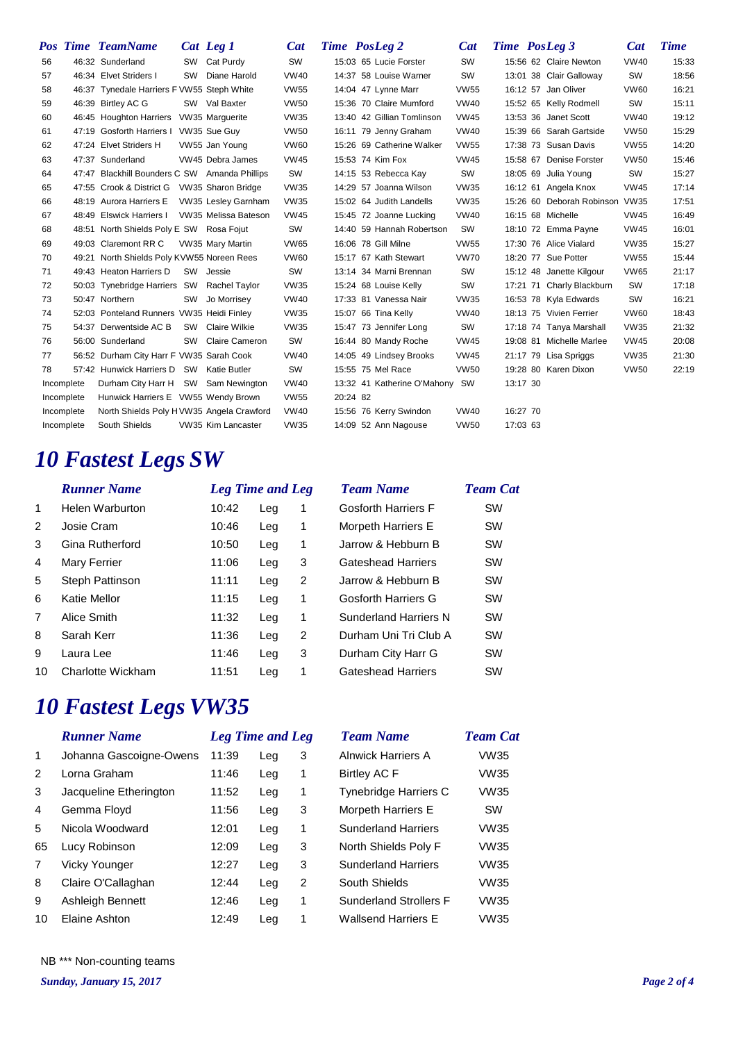| Pos | Time | TeamName | Cat | Leg 1 | Cat | Time | Pos | Leg 2 | Cat | Time | Pos | Leg 3 | Cat | Time |
|---|---|---|---|---|---|---|---|---|---|---|---|---|---|---|
| 56 | 46:32 | Sunderland | SW | Cat Purdy | SW | 15:03 | 65 | Lucie Forster | SW | 15:56 | 62 | Claire Newton | VW40 | 15:33 |
| 57 | 46:34 | Elvet Striders I | SW | Diane Harold | VW40 | 14:37 | 58 | Louise Warner | SW | 13:01 | 38 | Clair Galloway | SW | 18:56 |
| 58 | 46:37 | Tynedale Harriers F | VW55 | Steph White | VW55 | 14:04 | 47 | Lynne Marr | VW55 | 16:12 | 57 | Jan Oliver | VW60 | 16:21 |
| 59 | 46:39 | Birtley AC G | SW | Val Baxter | VW50 | 15:36 | 70 | Claire Mumford | VW40 | 15:52 | 65 | Kelly Rodmell | SW | 15:11 |
| 60 | 46:45 | Houghton Harriers | VW35 | Marguerite | VW35 | 13:40 | 42 | Gillian Tomlinson | VW45 | 13:53 | 36 | Janet Scott | VW40 | 19:12 |
| 61 | 47:19 | Gosforth Harriers I | VW35 | Sue Guy | VW50 | 16:11 | 79 | Jenny Graham | VW40 | 15:39 | 66 | Sarah Gartside | VW50 | 15:29 |
| 62 | 47:24 | Elvet Striders H | VW55 | Jan Young | VW60 | 15:26 | 69 | Catherine Walker | VW55 | 17:38 | 73 | Susan Davis | VW55 | 14:20 |
| 63 | 47:37 | Sunderland | VW45 | Debra James | VW45 | 15:53 | 74 | Kim Fox | VW45 | 15:58 | 67 | Denise Forster | VW50 | 15:46 |
| 64 | 47:47 | Blackhill Bounders C | SW | Amanda Phillips | SW | 14:15 | 53 | Rebecca Kay | SW | 18:05 | 69 | Julia Young | SW | 15:27 |
| 65 | 47:55 | Crook & District G | VW35 | Sharon Bridge | VW35 | 14:29 | 57 | Joanna Wilson | VW35 | 16:12 | 61 | Angela Knox | VW45 | 17:14 |
| 66 | 48:19 | Aurora Harriers E | VW35 | Lesley Garnham | VW35 | 15:02 | 64 | Judith Landells | VW35 | 15:26 | 60 | Deborah Robinson | VW35 | 17:51 |
| 67 | 48:49 | Elswick Harriers I | VW35 | Melissa Bateson | VW45 | 15:45 | 72 | Joanne Lucking | VW40 | 16:15 | 68 | Michelle | VW45 | 16:49 |
| 68 | 48:51 | North Shields Poly E | SW | Rosa Fojut | SW | 14:40 | 59 | Hannah Robertson | SW | 18:10 | 72 | Emma Payne | VW45 | 16:01 |
| 69 | 49:03 | Claremont RR C | VW35 | Mary Martin | VW65 | 16:06 | 78 | Gill Milne | VW55 | 17:30 | 76 | Alice Vialard | VW35 | 15:27 |
| 70 | 49:21 | North Shields Poly K | VW55 | Noreen Rees | VW60 | 15:17 | 67 | Kath Stewart | VW70 | 18:20 | 77 | Sue Potter | VW55 | 15:44 |
| 71 | 49:43 | Heaton Harriers D | SW | Jessie | SW | 13:14 | 34 | Marni Brennan | SW | 15:12 | 48 | Janette Kilgour | VW65 | 21:17 |
| 72 | 50:03 | Tynebridge Harriers | SW | Rachel Taylor | VW35 | 15:24 | 68 | Louise Kelly | SW | 17:21 | 71 | Charly Blackburn | SW | 17:18 |
| 73 | 50:47 | Northern | SW | Jo Morrisey | VW40 | 17:33 | 81 | Vanessa Nair | VW35 | 16:53 | 78 | Kyla Edwards | SW | 16:21 |
| 74 | 52:03 | Ponteland Runners | VW35 | Heidi Finley | VW35 | 15:07 | 66 | Tina Kelly | VW40 | 18:13 | 75 | Vivien Ferrier | VW60 | 18:43 |
| 75 | 54:37 | Derwentside AC B | SW | Claire Wilkie | VW35 | 15:47 | 73 | Jennifer Long | SW | 17:18 | 74 | Tanya Marshall | VW35 | 21:32 |
| 76 | 56:00 | Sunderland | SW | Claire Cameron | SW | 16:44 | 80 | Mandy Roche | VW45 | 19:08 | 81 | Michelle Marlee | VW45 | 20:08 |
| 77 | 56:52 | Durham City Harr F | VW35 | Sarah Cook | VW40 | 14:05 | 49 | Lindsey Brooks | VW45 | 21:17 | 79 | Lisa Spriggs | VW35 | 21:30 |
| 78 | 57:42 | Hunwick Harriers D | SW | Katie Butler | SW | 15:55 | 75 | Mel Race | VW50 | 19:28 | 80 | Karen Dixon | VW50 | 22:19 |
| Incomplete | | Durham City Harr H | SW | Sam Newington | VW40 | 13:32 | 41 | Katherine O'Mahony | SW | 13:17 | 30 | | | |
| Incomplete | | Hunwick Harriers E | VW55 | Wendy Brown | VW55 | 20:24 | 82 | | | | | | | |
| Incomplete | | North Shields Poly H | VW35 | Angela Crawford | VW40 | 15:56 | 76 | Kerry Swindon | VW40 | 16:27 | 70 | | | |
| Incomplete | | South Shields | VW35 | Kim Lancaster | VW35 | 14:09 | 52 | Ann Nagouse | VW50 | 17:03 | 63 | | | |

# 10 Fastest Legs SW

| | Runner Name | Leg Time and Leg | | | Team Name | Team Cat |
|---|---|---|---|---|---|---|
| 1 | Helen Warburton | 10:42 | Leg | 1 | Gosforth Harriers F | SW |
| 2 | Josie Cram | 10:46 | Leg | 1 | Morpeth Harriers E | SW |
| 3 | Gina Rutherford | 10:50 | Leg | 1 | Jarrow & Hebburn B | SW |
| 4 | Mary Ferrier | 11:06 | Leg | 3 | Gateshead Harriers | SW |
| 5 | Steph Pattinson | 11:11 | Leg | 2 | Jarrow & Hebburn B | SW |
| 6 | Katie Mellor | 11:15 | Leg | 1 | Gosforth Harriers G | SW |
| 7 | Alice Smith | 11:32 | Leg | 1 | Sunderland Harriers N | SW |
| 8 | Sarah Kerr | 11:36 | Leg | 2 | Durham Uni Tri Club A | SW |
| 9 | Laura Lee | 11:46 | Leg | 3 | Durham City Harr G | SW |
| 10 | Charlotte Wickham | 11:51 | Leg | 1 | Gateshead Harriers | SW |

# 10 Fastest Legs VW35

| | Runner Name | Leg Time and Leg | | | Team Name | Team Cat |
|---|---|---|---|---|---|---|
| 1 | Johanna Gascoigne-Owens | 11:39 | Leg | 3 | Alnwick Harriers A | VW35 |
| 2 | Lorna Graham | 11:46 | Leg | 1 | Birtley AC F | VW35 |
| 3 | Jacqueline Etherington | 11:52 | Leg | 1 | Tynebridge Harriers C | VW35 |
| 4 | Gemma Floyd | 11:56 | Leg | 3 | Morpeth Harriers E | SW |
| 5 | Nicola Woodward | 12:01 | Leg | 1 | Sunderland Harriers | VW35 |
| 65 | Lucy Robinson | 12:09 | Leg | 3 | North Shields Poly F | VW35 |
| 7 | Vicky Younger | 12:27 | Leg | 3 | Sunderland Harriers | VW35 |
| 8 | Claire O'Callaghan | 12:44 | Leg | 2 | South Shields | VW35 |
| 9 | Ashleigh Bennett | 12:46 | Leg | 1 | Sunderland Strollers F | VW35 |
| 10 | Elaine Ashton | 12:49 | Leg | 1 | Wallsend Harriers E | VW35 |

NB *** Non-counting teams

*Sunday, January 15, 2017*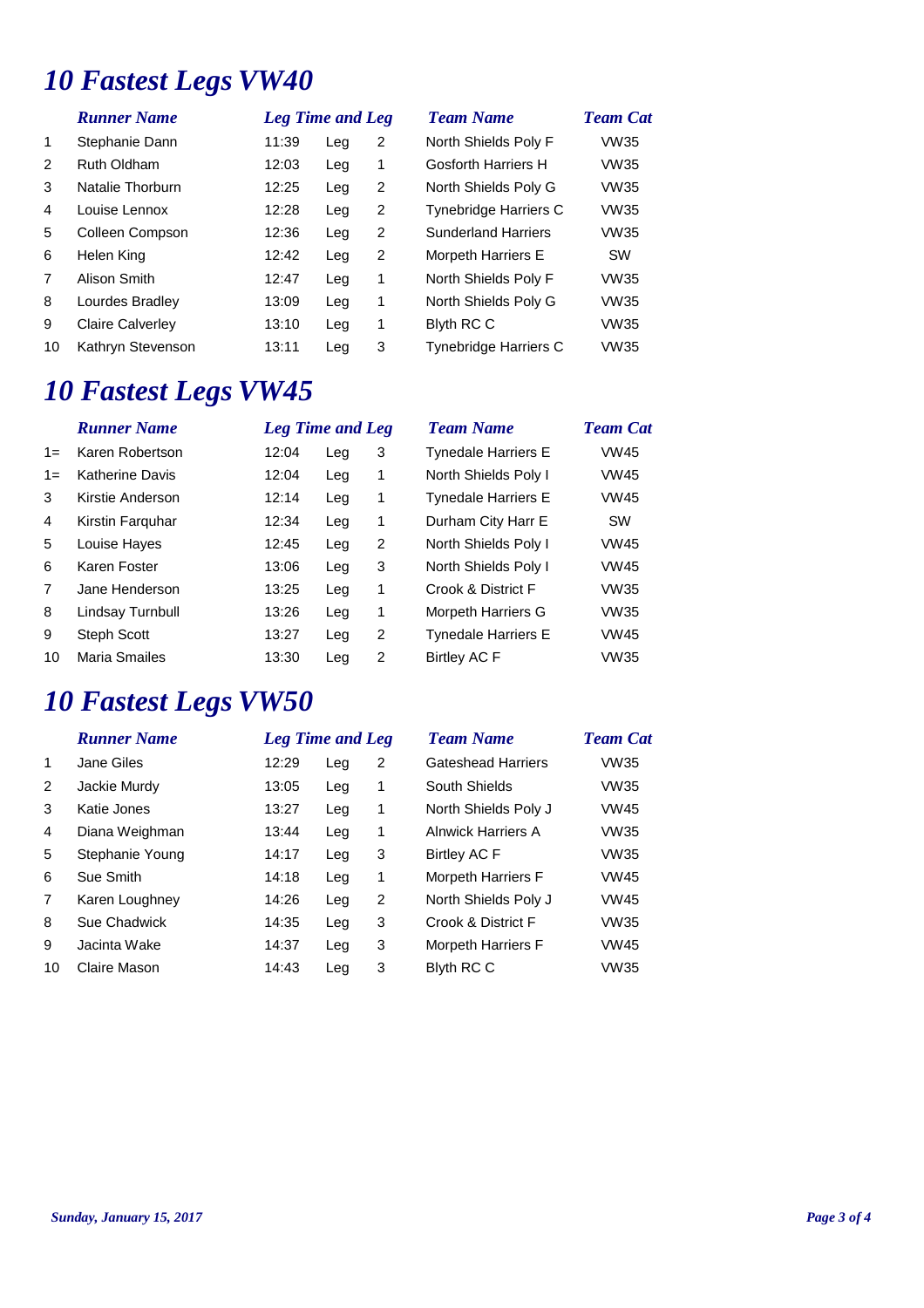# 10 Fastest Legs VW40

| | Runner Name | Leg Time and Leg | | | Team Name | Team Cat |
|---|---|---|---|---|---|---|
| 1 | Stephanie Dann | 11:39 | Leg | 2 | North Shields Poly F | VW35 |
| 2 | Ruth Oldham | 12:03 | Leg | 1 | Gosforth Harriers H | VW35 |
| 3 | Natalie Thorburn | 12:25 | Leg | 2 | North Shields Poly G | VW35 |
| 4 | Louise Lennox | 12:28 | Leg | 2 | Tynebridge Harriers C | VW35 |
| 5 | Colleen Compson | 12:36 | Leg | 2 | Sunderland Harriers | VW35 |
| 6 | Helen King | 12:42 | Leg | 2 | Morpeth Harriers E | SW |
| 7 | Alison Smith | 12:47 | Leg | 1 | North Shields Poly F | VW35 |
| 8 | Lourdes Bradley | 13:09 | Leg | 1 | North Shields Poly G | VW35 |
| 9 | Claire Calverley | 13:10 | Leg | 1 | Blyth RC C | VW35 |
| 10 | Kathryn Stevenson | 13:11 | Leg | 3 | Tynebridge Harriers C | VW35 |

# 10 Fastest Legs VW45

| | Runner Name | Leg Time and Leg | | | Team Name | Team Cat |
|---|---|---|---|---|---|---|
| 1= | Karen Robertson | 12:04 | Leg | 3 | Tynedale Harriers E | VW45 |
| 1= | Katherine Davis | 12:04 | Leg | 1 | North Shields Poly I | VW45 |
| 3 | Kirstie Anderson | 12:14 | Leg | 1 | Tynedale Harriers E | VW45 |
| 4 | Kirstin Farquhar | 12:34 | Leg | 1 | Durham City Harr E | SW |
| 5 | Louise Hayes | 12:45 | Leg | 2 | North Shields Poly I | VW45 |
| 6 | Karen Foster | 13:06 | Leg | 3 | North Shields Poly I | VW45 |
| 7 | Jane Henderson | 13:25 | Leg | 1 | Crook & District F | VW35 |
| 8 | Lindsay Turnbull | 13:26 | Leg | 1 | Morpeth Harriers G | VW35 |
| 9 | Steph Scott | 13:27 | Leg | 2 | Tynedale Harriers E | VW45 |
| 10 | Maria Smailes | 13:30 | Leg | 2 | Birtley AC F | VW35 |

# 10 Fastest Legs VW50

| | Runner Name | Leg Time and Leg | | | Team Name | Team Cat |
|---|---|---|---|---|---|---|
| 1 | Jane Giles | 12:29 | Leg | 2 | Gateshead Harriers | VW35 |
| 2 | Jackie Murdy | 13:05 | Leg | 1 | South Shields | VW35 |
| 3 | Katie Jones | 13:27 | Leg | 1 | North Shields Poly J | VW45 |
| 4 | Diana Weighman | 13:44 | Leg | 1 | Alnwick Harriers A | VW35 |
| 5 | Stephanie Young | 14:17 | Leg | 3 | Birtley AC F | VW35 |
| 6 | Sue Smith | 14:18 | Leg | 1 | Morpeth Harriers F | VW45 |
| 7 | Karen Loughney | 14:26 | Leg | 2 | North Shields Poly J | VW45 |
| 8 | Sue Chadwick | 14:35 | Leg | 3 | Crook & District F | VW35 |
| 9 | Jacinta Wake | 14:37 | Leg | 3 | Morpeth Harriers F | VW45 |
| 10 | Claire Mason | 14:43 | Leg | 3 | Blyth RC C | VW35 |

*Sunday, January 15, 2017*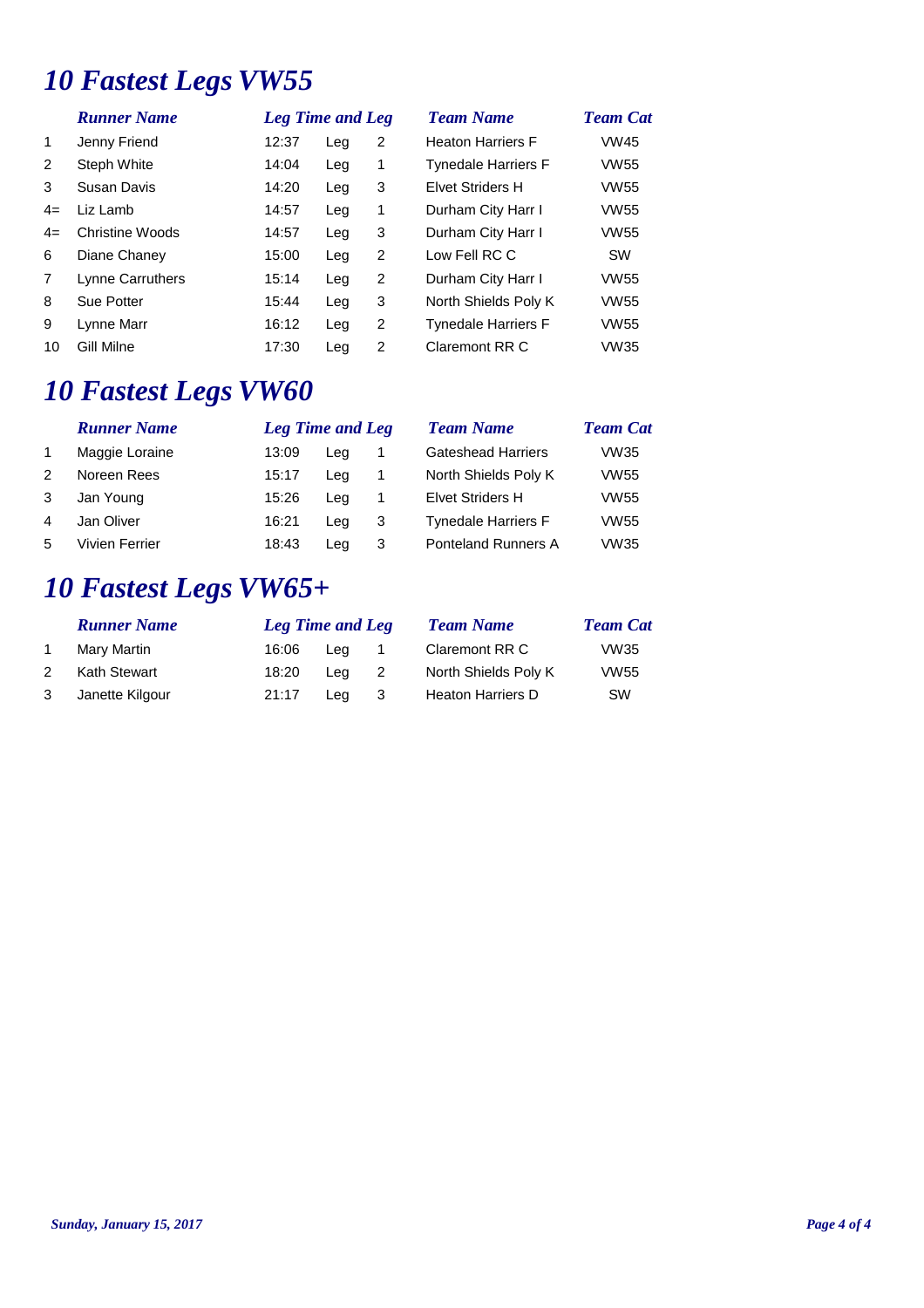# 10 Fastest Legs VW55

| | Runner Name | Leg Time and Leg | | | Team Name | Team Cat |
|---|---|---|---|---|---|---|
| 1 | Jenny Friend | 12:37 | Leg | 2 | Heaton Harriers F | VW45 |
| 2 | Steph White | 14:04 | Leg | 1 | Tynedale Harriers F | VW55 |
| 3 | Susan Davis | 14:20 | Leg | 3 | Elvet Striders H | VW55 |
| 4= | Liz Lamb | 14:57 | Leg | 1 | Durham City Harr I | VW55 |
| 4= | Christine Woods | 14:57 | Leg | 3 | Durham City Harr I | VW55 |
| 6 | Diane Chaney | 15:00 | Leg | 2 | Low Fell RC C | SW |
| 7 | Lynne Carruthers | 15:14 | Leg | 2 | Durham City Harr I | VW55 |
| 8 | Sue Potter | 15:44 | Leg | 3 | North Shields Poly K | VW55 |
| 9 | Lynne Marr | 16:12 | Leg | 2 | Tynedale Harriers F | VW55 |
| 10 | Gill Milne | 17:30 | Leg | 2 | Claremont RR C | VW35 |

# 10 Fastest Legs VW60

| | Runner Name | Leg Time and Leg | | | Team Name | Team Cat |
|---|---|---|---|---|---|---|
| 1 | Maggie Loraine | 13:09 | Leg | 1 | Gateshead Harriers | VW35 |
| 2 | Noreen Rees | 15:17 | Leg | 1 | North Shields Poly K | VW55 |
| 3 | Jan Young | 15:26 | Leg | 1 | Elvet Striders H | VW55 |
| 4 | Jan Oliver | 16:21 | Leg | 3 | Tynedale Harriers F | VW55 |
| 5 | Vivien Ferrier | 18:43 | Leg | 3 | Ponteland Runners A | VW35 |

# 10 Fastest Legs VW65+

| | Runner Name | Leg Time and Leg | | | Team Name | Team Cat |
|---|---|---|---|---|---|---|
| 1 | Mary Martin | 16:06 | Leg | 1 | Claremont RR C | VW35 |
| 2 | Kath Stewart | 18:20 | Leg | 2 | North Shields Poly K | VW55 |
| 3 | Janette Kilgour | 21:17 | Leg | 3 | Heaton Harriers D | SW |

*Sunday, January 15, 2017*